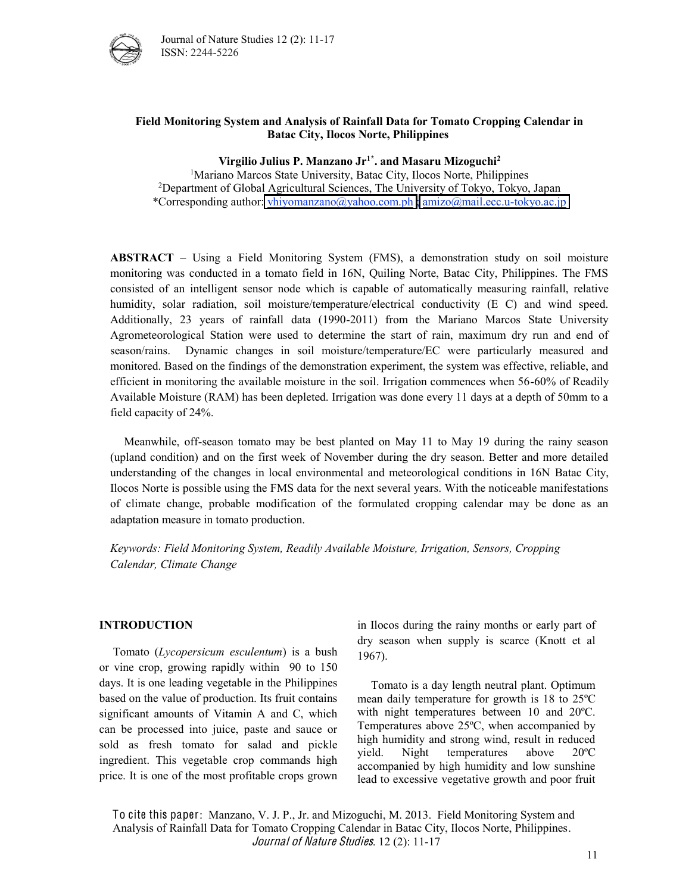# Field Monitoring System and Analysis of Rainfall Data for Tomato Cropping Calendar in Batac City, Ilocos Norte, Philippines

**Virgilio Julius P. Manzano Jr[1*]. and Masaru Mizoguchi[2]**

[1]Mariano Marcos State University, Batac City, Ilocos Norte, Philippines
[2]Department of Global Agricultural Sciences, The University of Tokyo, Tokyo, Japan
*Corresponding author: vhiyomanzano@yahoo.com.ph ; amizo@mail.ecc.u-tokyo.ac.jp

**ABSTRACT** – Using a Field Monitoring System (FMS), a demonstration study on soil moisture monitoring was conducted in a tomato field in 16N, Quiling Norte, Batac City, Philippines. The FMS consisted of an intelligent sensor node which is capable of automatically measuring rainfall, relative humidity, solar radiation, soil moisture/temperature/electrical conductivity (E C) and wind speed. Additionally, 23 years of rainfall data (1990-2011) from the Mariano Marcos State University Agrometeorological Station were used to determine the start of rain, maximum dry run and end of season/rains. Dynamic changes in soil moisture/temperature/EC were particularly measured and monitored. Based on the findings of the demonstration experiment, the system was effective, reliable, and efficient in monitoring the available moisture in the soil. Irrigation commences when 56-60% of Readily Available Moisture (RAM) has been depleted. Irrigation was done every 11 days at a depth of 50mm to a field capacity of 24%.

Meanwhile, off-season tomato may be best planted on May 11 to May 19 during the rainy season (upland condition) and on the first week of November during the dry season. Better and more detailed understanding of the changes in local environmental and meteorological conditions in 16N Batac City, Ilocos Norte is possible using the FMS data for the next several years. With the noticeable manifestations of climate change, probable modification of the formulated cropping calendar may be done as an adaptation measure in tomato production.

*Keywords: Field Monitoring System, Readily Available Moisture, Irrigation, Sensors, Cropping Calendar, Climate Change*

## INTRODUCTION

Tomato (*Lycopersicum esculentum*) is a bush or vine crop, growing rapidly within 90 to 150 days. It is one leading vegetable in the Philippines based on the value of production. Its fruit contains significant amounts of Vitamin A and C, which can be processed into juice, paste and sauce or sold as fresh tomato for salad and pickle ingredient. This vegetable crop commands high price. It is one of the most profitable crops grown in Ilocos during the rainy months or early part of dry season when supply is scarce (Knott et al 1967).

Tomato is a day length neutral plant. Optimum mean daily temperature for growth is 18 to 25ºC with night temperatures between 10 and 20ºC. Temperatures above 25ºC, when accompanied by high humidity and strong wind, result in reduced yield. Night temperatures above 20ºC accompanied by high humidity and low sunshine lead to excessive vegetative growth and poor fruit

To cite this paper: Manzano, V. J. P., Jr. and Mizoguchi, M. 2013. Field Monitoring System and Analysis of Rainfall Data for Tomato Cropping Calendar in Batac City, Ilocos Norte, Philippines. *Journal of Nature Studies*. 12 (2): 11-17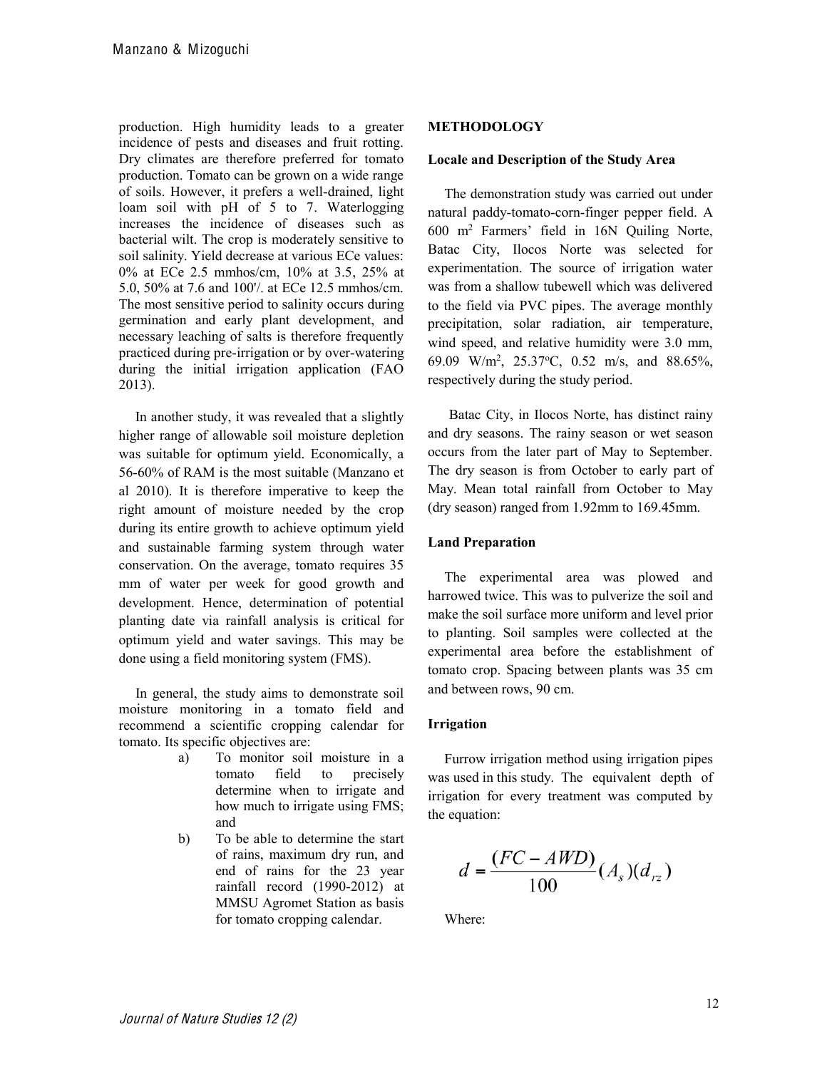production. High humidity leads to a greater incidence of pests and diseases and fruit rotting. Dry climates are therefore preferred for tomato production. Tomato can be grown on a wide range of soils. However, it prefers a well-drained, light loam soil with pH of 5 to 7. Waterlogging increases the incidence of diseases such as bacterial wilt. The crop is moderately sensitive to soil salinity. Yield decrease at various ECe values: 0% at ECe 2.5 mmhos/cm, 10% at 3.5, 25% at 5.0, 50% at 7.6 and 100'/. at ECe 12.5 mmhos/cm. The most sensitive period to salinity occurs during germination and early plant development, and necessary leaching of salts is therefore frequently practiced during pre-irrigation or by over-watering during the initial irrigation application (FAO 2013).

In another study, it was revealed that a slightly higher range of allowable soil moisture depletion was suitable for optimum yield. Economically, a 56-60% of RAM is the most suitable (Manzano et al 2010). It is therefore imperative to keep the right amount of moisture needed by the crop during its entire growth to achieve optimum yield and sustainable farming system through water conservation. On the average, tomato requires 35 mm of water per week for good growth and development. Hence, determination of potential planting date via rainfall analysis is critical for optimum yield and water savings. This may be done using a field monitoring system (FMS).

In general, the study aims to demonstrate soil moisture monitoring in a tomato field and recommend a scientific cropping calendar for tomato. Its specific objectives are:

a) To monitor soil moisture in a tomato field to precisely determine when to irrigate and how much to irrigate using FMS; and
b) To be able to determine the start of rains, maximum dry run, and end of rains for the 23 year rainfall record (1990-2012) at MMSU Agromet Station as basis for tomato cropping calendar.

## METHODOLOGY

### Locale and Description of the Study Area

The demonstration study was carried out under natural paddy-tomato-corn-finger pepper field. A 600 $m^2$ Farmers' field in 16N Quiling Norte, Batac City, Ilocos Norte was selected for experimentation. The source of irrigation water was from a shallow tubewell which was delivered to the field via PVC pipes. The average monthly precipitation, solar radiation, air temperature, wind speed, and relative humidity were 3.0 mm, 69.09 $W/m^2$, 25.37°C, 0.52 m/s, and 88.65%, respectively during the study period.

Batac City, in Ilocos Norte, has distinct rainy and dry seasons. The rainy season or wet season occurs from the later part of May to September. The dry season is from October to early part of May. Mean total rainfall from October to May (dry season) ranged from 1.92mm to 169.45mm.

### Land Preparation

The experimental area was plowed and harrowed twice. This was to pulverize the soil and make the soil surface more uniform and level prior to planting. Soil samples were collected at the experimental area before the establishment of tomato crop. Spacing between plants was 35 cm and between rows, 90 cm.

### Irrigation

Furrow irrigation method using irrigation pipes was used in this study. The equivalent depth of irrigation for every treatment was computed by the equation:

$$d = \frac{(FC - AWD)}{100}(A_s)(d_{rz})$$

Where: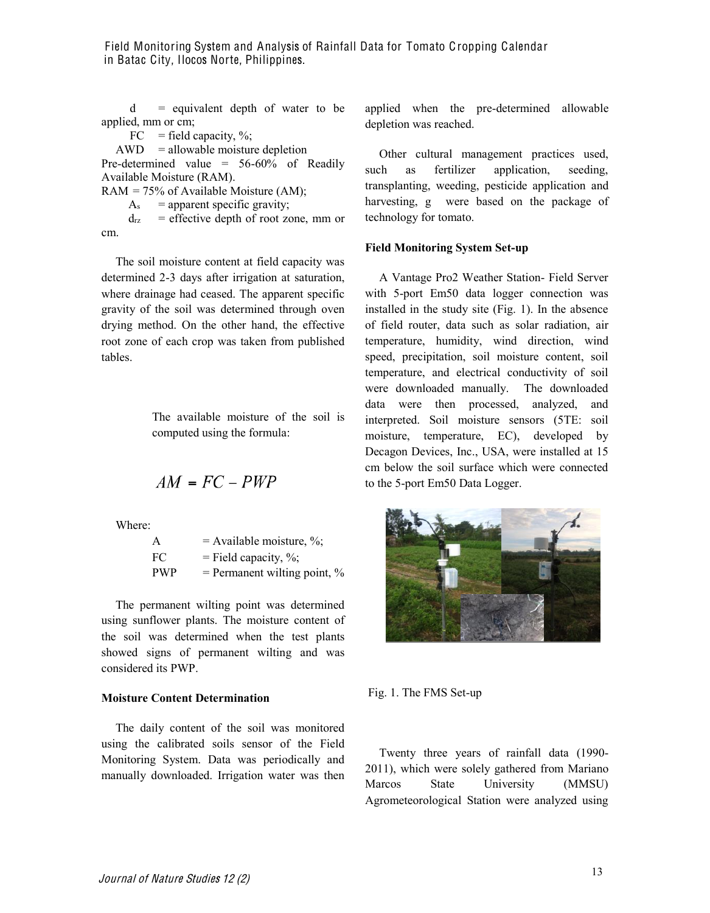d = equivalent depth of water to be applied, mm or cm;

FC = field capacity, %;

AWD = allowable moisture depletion

Pre-determined value = 56-60% of Readily Available Moisture (RAM).

RAM = 75% of Available Moisture (AM);

$A_s$ = apparent specific gravity;

$d_{rz}$ = effective depth of root zone, mm or cm.

The soil moisture content at field capacity was determined 2-3 days after irrigation at saturation, where drainage had ceased. The apparent specific gravity of the soil was determined through oven drying method. On the other hand, the effective root zone of each crop was taken from published tables.

The available moisture of the soil is computed using the formula:

$$AM = FC - PWP$$

Where:

A = Available moisture, %;

FC = Field capacity, %;

PWP = Permanent wilting point, %

The permanent wilting point was determined using sunflower plants. The moisture content of the soil was determined when the test plants showed signs of permanent wilting and was considered its PWP.

**Moisture Content Determination**

The daily content of the soil was monitored using the calibrated soils sensor of the Field Monitoring System. Data was periodically and manually downloaded. Irrigation water was then applied when the pre-determined allowable depletion was reached.

Other cultural management practices used, such as fertilizer application, seeding, transplanting, weeding, pesticide application and harvesting, g were based on the package of technology for tomato.

**Field Monitoring System Set-up**

A Vantage Pro2 Weather Station- Field Server with 5-port Em50 data logger connection was installed in the study site (Fig. 1). In the absence of field router, data such as solar radiation, air temperature, humidity, wind direction, wind speed, precipitation, soil moisture content, soil temperature, and electrical conductivity of soil were downloaded manually. The downloaded data were then processed, analyzed, and interpreted. Soil moisture sensors (5TE: soil moisture, temperature, EC), developed by Decagon Devices, Inc., USA, were installed at 15 cm below the soil surface which were connected to the 5-port Em50 Data Logger.

Fig. 1. The FMS Set-up

Twenty three years of rainfall data (1990-2011), which were solely gathered from Mariano Marcos State University (MMSU) Agrometeorological Station were analyzed using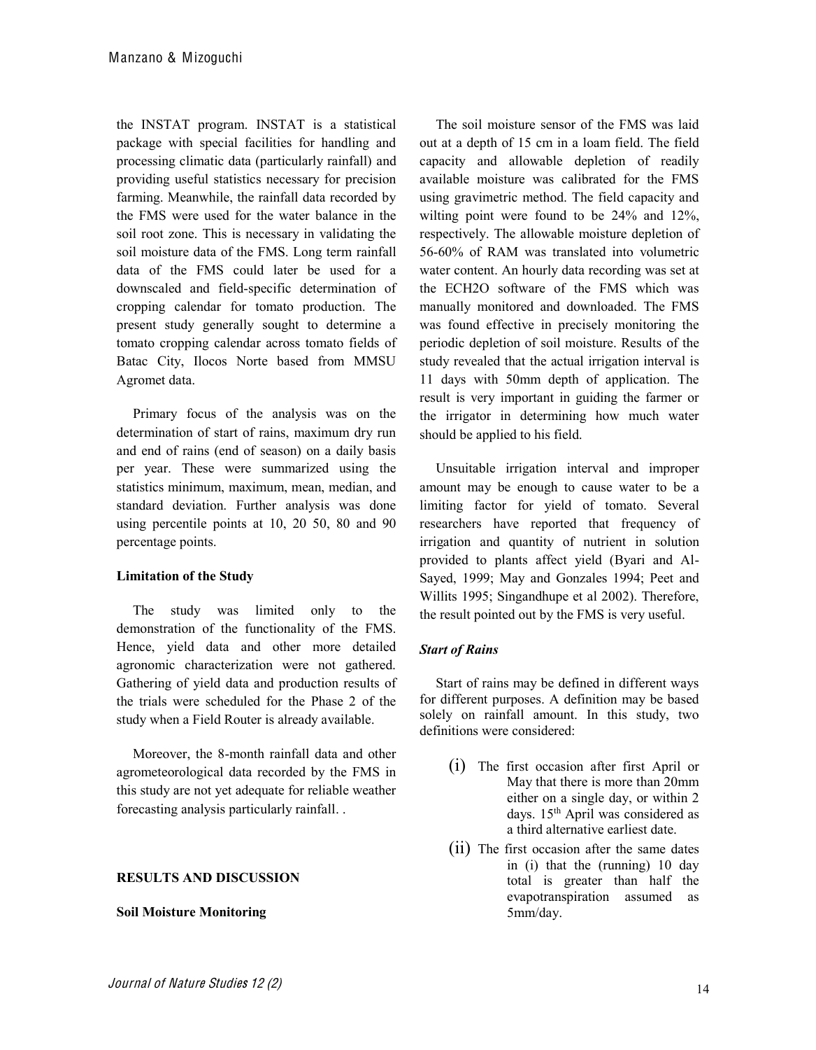the INSTAT program. INSTAT is a statistical package with special facilities for handling and processing climatic data (particularly rainfall) and providing useful statistics necessary for precision farming. Meanwhile, the rainfall data recorded by the FMS were used for the water balance in the soil root zone. This is necessary in validating the soil moisture data of the FMS. Long term rainfall data of the FMS could later be used for a downscaled and field-specific determination of cropping calendar for tomato production. The present study generally sought to determine a tomato cropping calendar across tomato fields of Batac City, Ilocos Norte based from MMSU Agromet data.

Primary focus of the analysis was on the determination of start of rains, maximum dry run and end of rains (end of season) on a daily basis per year. These were summarized using the statistics minimum, maximum, mean, median, and standard deviation. Further analysis was done using percentile points at 10, 20 50, 80 and 90 percentage points.

**Limitation of the Study**

The study was limited only to the demonstration of the functionality of the FMS. Hence, yield data and other more detailed agronomic characterization were not gathered. Gathering of yield data and production results of the trials were scheduled for the Phase 2 of the study when a Field Router is already available.

Moreover, the 8-month rainfall data and other agrometeorological data recorded by the FMS in this study are not yet adequate for reliable weather forecasting analysis particularly rainfall. .

## RESULTS AND DISCUSSION

**Soil Moisture Monitoring**

The soil moisture sensor of the FMS was laid out at a depth of 15 cm in a loam field. The field capacity and allowable depletion of readily available moisture was calibrated for the FMS using gravimetric method. The field capacity and wilting point were found to be 24% and 12%, respectively. The allowable moisture depletion of 56-60% of RAM was translated into volumetric water content. An hourly data recording was set at the ECH2O software of the FMS which was manually monitored and downloaded. The FMS was found effective in precisely monitoring the periodic depletion of soil moisture. Results of the study revealed that the actual irrigation interval is 11 days with 50mm depth of application. The result is very important in guiding the farmer or the irrigator in determining how much water should be applied to his field.

Unsuitable irrigation interval and improper amount may be enough to cause water to be a limiting factor for yield of tomato. Several researchers have reported that frequency of irrigation and quantity of nutrient in solution provided to plants affect yield (Byari and Al-Sayed, 1999; May and Gonzales 1994; Peet and Willits 1995; Singandhupe et al 2002). Therefore, the result pointed out by the FMS is very useful.

***Start of Rains***

Start of rains may be defined in different ways for different purposes. A definition may be based solely on rainfall amount. In this study, two definitions were considered:

(i) The first occasion after first April or May that there is more than 20mm either on a single day, or within 2 days. 15th April was considered as a third alternative earliest date.

(ii) The first occasion after the same dates in (i) that the (running) 10 day total is greater than half the evapotranspiration assumed as 5mm/day.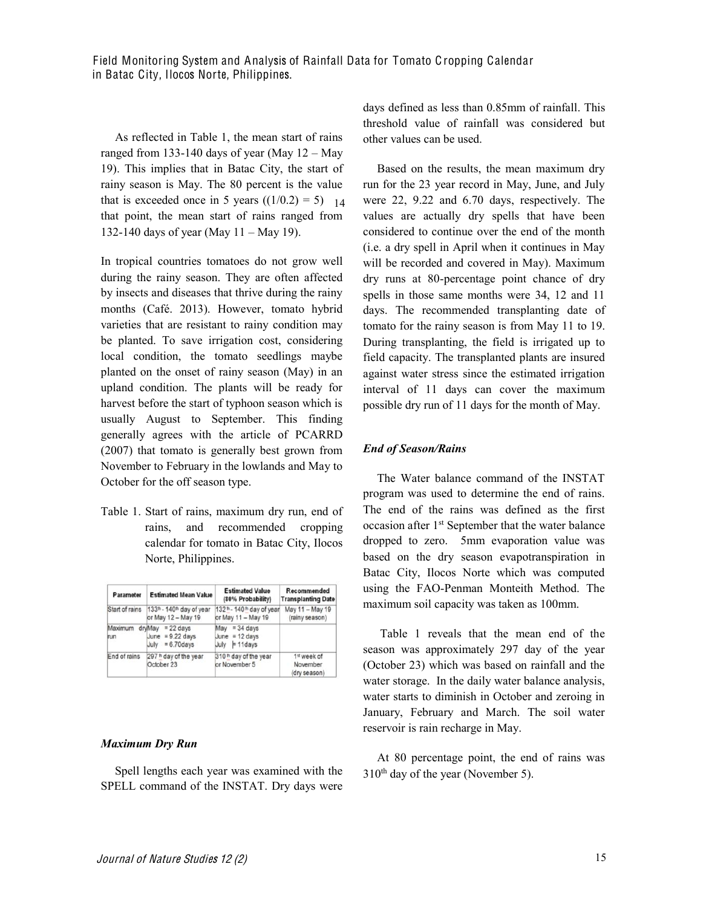As reflected in Table 1, the mean start of rains ranged from 133-140 days of year (May 12 – May 19). This implies that in Batac City, the start of rainy season is May. The 80 percent is the value that is exceeded once in 5 years ((1/0.2) = 5) 14 that point, the mean start of rains ranged from 132-140 days of year (May 11 – May 19).

In tropical countries tomatoes do not grow well during the rainy season. They are often affected by insects and diseases that thrive during the rainy months (Café. 2013). However, tomato hybrid varieties that are resistant to rainy condition may be planted. To save irrigation cost, considering local condition, the tomato seedlings maybe planted on the onset of rainy season (May) in an upland condition. The plants will be ready for harvest before the start of typhoon season which is usually August to September. This finding generally agrees with the article of PCARRD (2007) that tomato is generally best grown from November to February in the lowlands and May to October for the off season type.

Table 1. Start of rains, maximum dry run, end of rains, and recommended cropping calendar for tomato in Batac City, Ilocos Norte, Philippines.

| Parameter | Estimated Mean Value | Estimated Value (80% Probability) | Recommended Transplanting Date |
|---|---|---|---|
| Start of rains | 133th - 140th day of year or May 12 – May 19 | 132th - 140th day of year or May 11 – May 19 | May 11 – May 19 (rainy season) |
| Maximum dry run | May = 22 days<br>June = 9.22 days<br>July = 6.70days | May = 34 days<br>June = 12 days<br>July = 11days | |
| End of rains | 297th day of the year October 23 | 310th day of the year or November 5 | 1st week of November (dry season) |

### *Maximum Dry Run*

Spell lengths each year was examined with the SPELL command of the INSTAT. Dry days were days defined as less than 0.85mm of rainfall. This threshold value of rainfall was considered but other values can be used.

Based on the results, the mean maximum dry run for the 23 year record in May, June, and July were 22, 9.22 and 6.70 days, respectively. The values are actually dry spells that have been considered to continue over the end of the month (i.e. a dry spell in April when it continues in May will be recorded and covered in May). Maximum dry runs at 80-percentage point chance of dry spells in those same months were 34, 12 and 11 days. The recommended transplanting date of tomato for the rainy season is from May 11 to 19. During transplanting, the field is irrigated up to field capacity. The transplanted plants are insured against water stress since the estimated irrigation interval of 11 days can cover the maximum possible dry run of 11 days for the month of May.

### *End of Season/Rains*

The Water balance command of the INSTAT program was used to determine the end of rains. The end of the rains was defined as the first occasion after 1st September that the water balance dropped to zero. 5mm evaporation value was based on the dry season evapotranspiration in Batac City, Ilocos Norte which was computed using the FAO-Penman Monteith Method. The maximum soil capacity was taken as 100mm.

Table 1 reveals that the mean end of the season was approximately 297 day of the year (October 23) which was based on rainfall and the water storage. In the daily water balance analysis, water starts to diminish in October and zeroing in January, February and March. The soil water reservoir is rain recharge in May.

At 80 percentage point, the end of rains was 310th day of the year (November 5).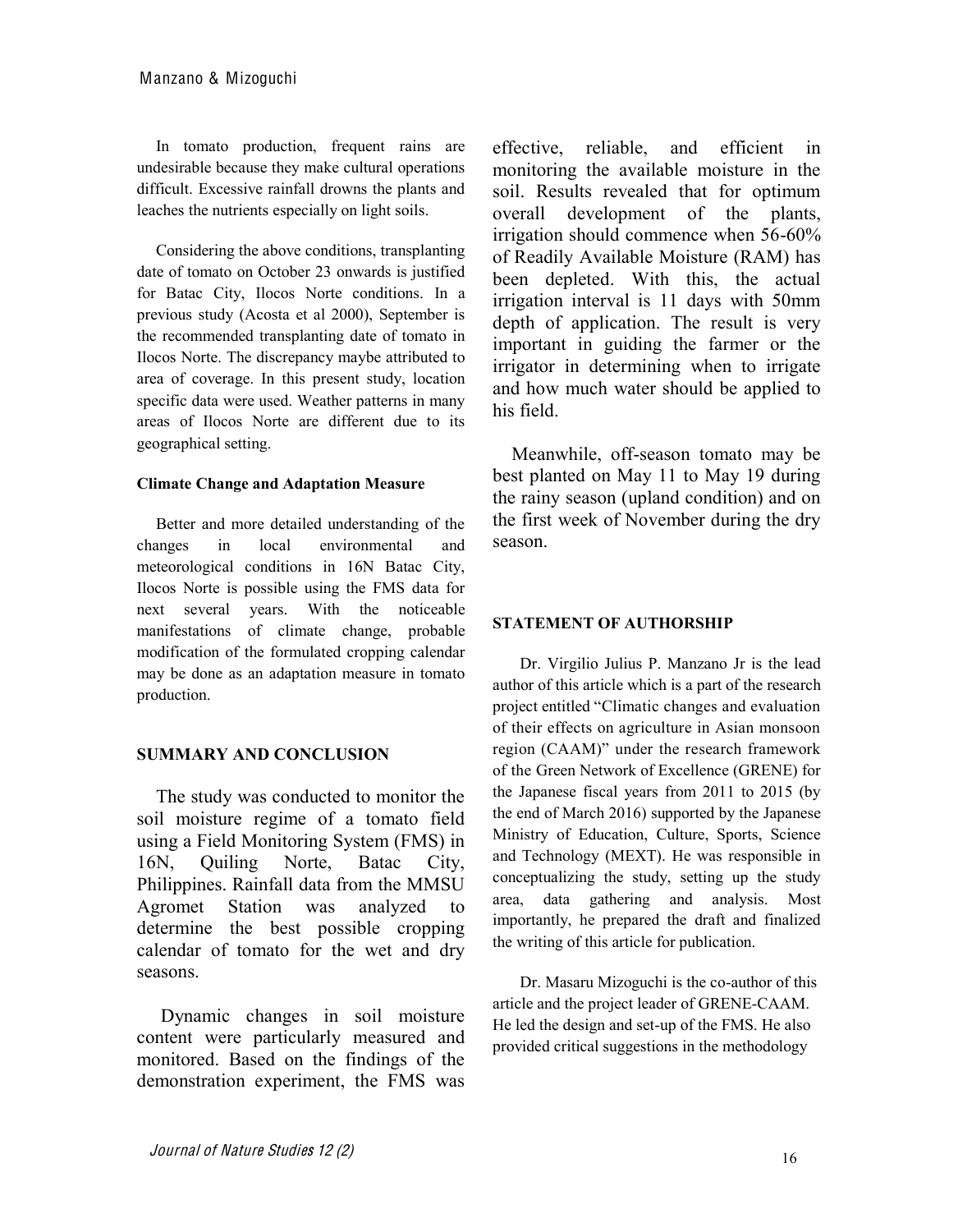In tomato production, frequent rains are undesirable because they make cultural operations difficult. Excessive rainfall drowns the plants and leaches the nutrients especially on light soils.

Considering the above conditions, transplanting date of tomato on October 23 onwards is justified for Batac City, Ilocos Norte conditions. In a previous study (Acosta et al 2000), September is the recommended transplanting date of tomato in Ilocos Norte. The discrepancy maybe attributed to area of coverage. In this present study, location specific data were used. Weather patterns in many areas of Ilocos Norte are different due to its geographical setting.

**Climate Change and Adaptation Measure**

Better and more detailed understanding of the changes in local environmental and meteorological conditions in 16N Batac City, Ilocos Norte is possible using the FMS data for next several years. With the noticeable manifestations of climate change, probable modification of the formulated cropping calendar may be done as an adaptation measure in tomato production.

## SUMMARY AND CONCLUSION

The study was conducted to monitor the soil moisture regime of a tomato field using a Field Monitoring System (FMS) in 16N, Quiling Norte, Batac City, Philippines. Rainfall data from the MMSU Agromet Station was analyzed to determine the best possible cropping calendar of tomato for the wet and dry seasons.

Dynamic changes in soil moisture content were particularly measured and monitored. Based on the findings of the demonstration experiment, the FMS was effective, reliable, and efficient in monitoring the available moisture in the soil. Results revealed that for optimum overall development of the plants, irrigation should commence when 56-60% of Readily Available Moisture (RAM) has been depleted. With this, the actual irrigation interval is 11 days with 50mm depth of application. The result is very important in guiding the farmer or the irrigator in determining when to irrigate and how much water should be applied to his field.

Meanwhile, off-season tomato may be best planted on May 11 to May 19 during the rainy season (upland condition) and on the first week of November during the dry season.

## STATEMENT OF AUTHORSHIP

Dr. Virgilio Julius P. Manzano Jr is the lead author of this article which is a part of the research project entitled "Climatic changes and evaluation of their effects on agriculture in Asian monsoon region (CAAM)" under the research framework of the Green Network of Excellence (GRENE) for the Japanese fiscal years from 2011 to 2015 (by the end of March 2016) supported by the Japanese Ministry of Education, Culture, Sports, Science and Technology (MEXT). He was responsible in conceptualizing the study, setting up the study area, data gathering and analysis. Most importantly, he prepared the draft and finalized the writing of this article for publication.

Dr. Masaru Mizoguchi is the co-author of this article and the project leader of GRENE-CAAM. He led the design and set-up of the FMS. He also provided critical suggestions in the methodology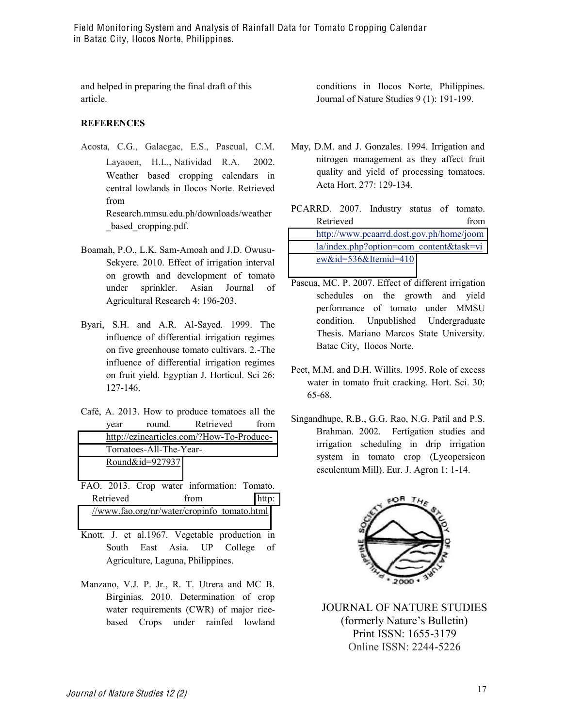and helped in preparing the final draft of this article.

**REFERENCES**

Acosta, C.G., Galacgac, E.S., Pascual, C.M. Layaoen, H.L., Natividad R.A. 2002. Weather based cropping calendars in central lowlands in Ilocos Norte. Retrieved from Research.mmsu.edu.ph/downloads/weather_based_cropping.pdf.

Boamah, P.O., L.K. Sam-Amoah and J.D. Owusu-Sekyere. 2010. Effect of irrigation interval on growth and development of tomato under sprinkler. Asian Journal of Agricultural Research 4: 196-203.

Byari, S.H. and A.R. Al-Sayed. 1999. The influence of differential irrigation regimes on five greenhouse tomato cultivars. 2.-The influence of differential irrigation regimes on fruit yield. Egyptian J. Horticul. Sci 26: 127-146.

Café, A. 2013. How to produce tomatoes all the year round. Retrieved from http://ezinearticles.com/?How-To-Produce-Tomatoes-All-The-Year-Round&id=927937

FAO. 2013. Crop water information: Tomato. Retrieved from http://www.fao.org/nr/water/cropinfo_tomato.html

Knott, J. et al.1967. Vegetable production in South East Asia. UP College of Agriculture, Laguna, Philippines.

Manzano, V.J. P. Jr., R. T. Utrera and MC B. Birginias. 2010. Determination of crop water requirements (CWR) of major rice-based Crops under rainfed lowland conditions in Ilocos Norte, Philippines. Journal of Nature Studies 9 (1): 191-199.

May, D.M. and J. Gonzales. 1994. Irrigation and nitrogen management as they affect fruit quality and yield of processing tomatoes. Acta Hort. 277: 129-134.

PCARRD. 2007. Industry status of tomato. Retrieved from http://www.pcaarrd.dost.gov.ph/home/joomla/index.php?option=com_content&task=view&id=536&Itemid=410

Pascua, MC. P. 2007. Effect of different irrigation schedules on the growth and yield performance of tomato under MMSU condition. Unpublished Undergraduate Thesis. Mariano Marcos State University. Batac City, Ilocos Norte.

Peet, M.M. and D.H. Willits. 1995. Role of excess water in tomato fruit cracking. Hort. Sci. 30: 65-68.

Singandhupe, R.B., G.G. Rao, N.G. Patil and P.S. Brahman. 2002. Fertigation studies and irrigation scheduling in drip irrigation system in tomato crop (Lycopersicon esculentum Mill). Eur. J. Agron 1: 1-14.

JOURNAL OF NATURE STUDIES
(formerly Nature's Bulletin)
Print ISSN: 1655-3179
Online ISSN: 2244-5226